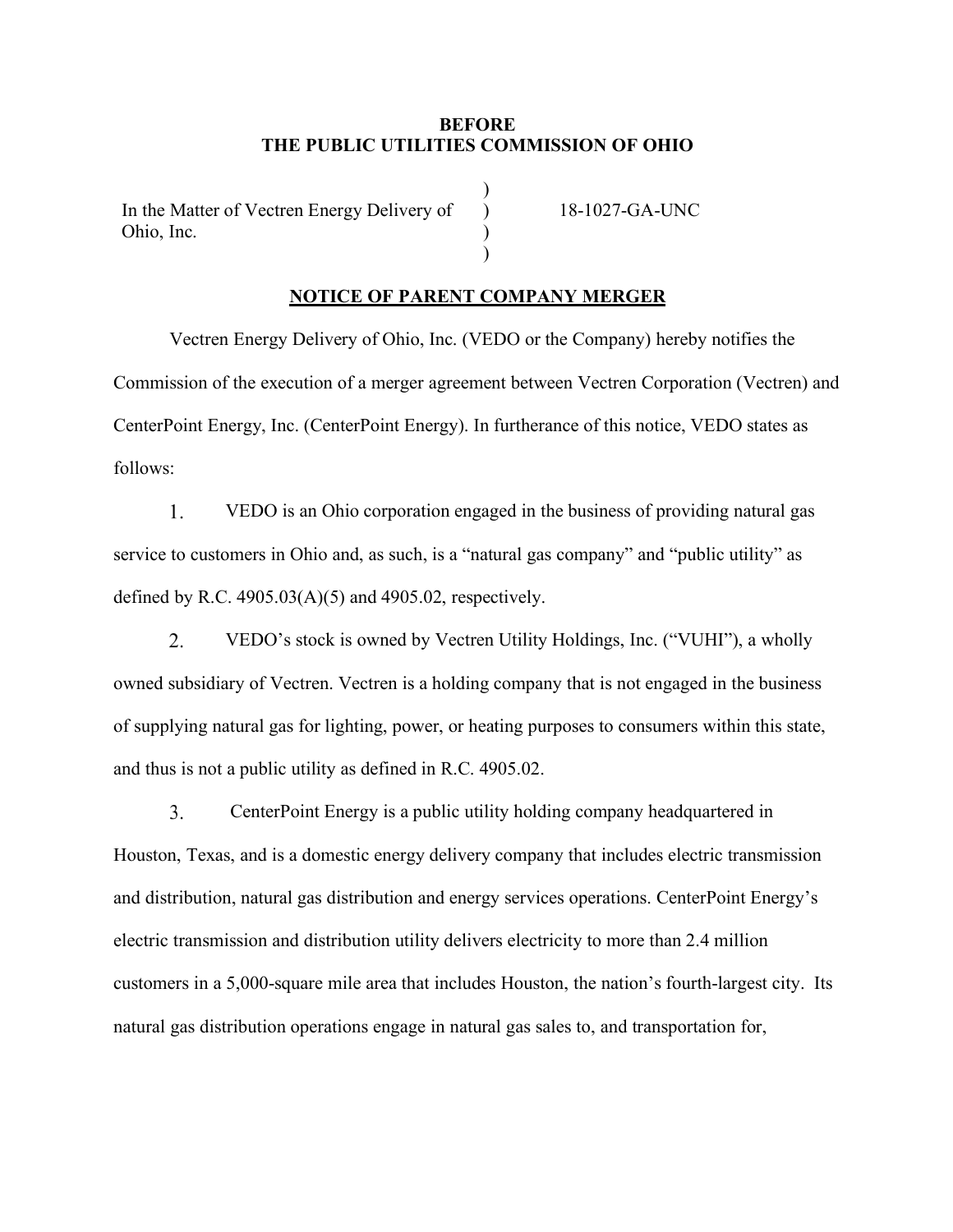**BEFORE**
**THE PUBLIC UTILITIES COMMISSION OF OHIO**

| | | |
|---|---|---|
| In the Matter of Vectren Energy Delivery of Ohio, Inc. | ) | 18-1027-GA-UNC |

**NOTICE OF PARENT COMPANY MERGER**

Vectren Energy Delivery of Ohio, Inc. (VEDO or the Company) hereby notifies the Commission of the execution of a merger agreement between Vectren Corporation (Vectren) and CenterPoint Energy, Inc. (CenterPoint Energy). In furtherance of this notice, VEDO states as follows:

1. VEDO is an Ohio corporation engaged in the business of providing natural gas service to customers in Ohio and, as such, is a "natural gas company" and "public utility" as defined by R.C. 4905.03(A)(5) and 4905.02, respectively.

2. VEDO's stock is owned by Vectren Utility Holdings, Inc. ("VUHI"), a wholly owned subsidiary of Vectren. Vectren is a holding company that is not engaged in the business of supplying natural gas for lighting, power, or heating purposes to consumers within this state, and thus is not a public utility as defined in R.C. 4905.02.

3. CenterPoint Energy is a public utility holding company headquartered in Houston, Texas, and is a domestic energy delivery company that includes electric transmission and distribution, natural gas distribution and energy services operations. CenterPoint Energy's electric transmission and distribution utility delivers electricity to more than 2.4 million customers in a 5,000-square mile area that includes Houston, the nation's fourth-largest city. Its natural gas distribution operations engage in natural gas sales to, and transportation for,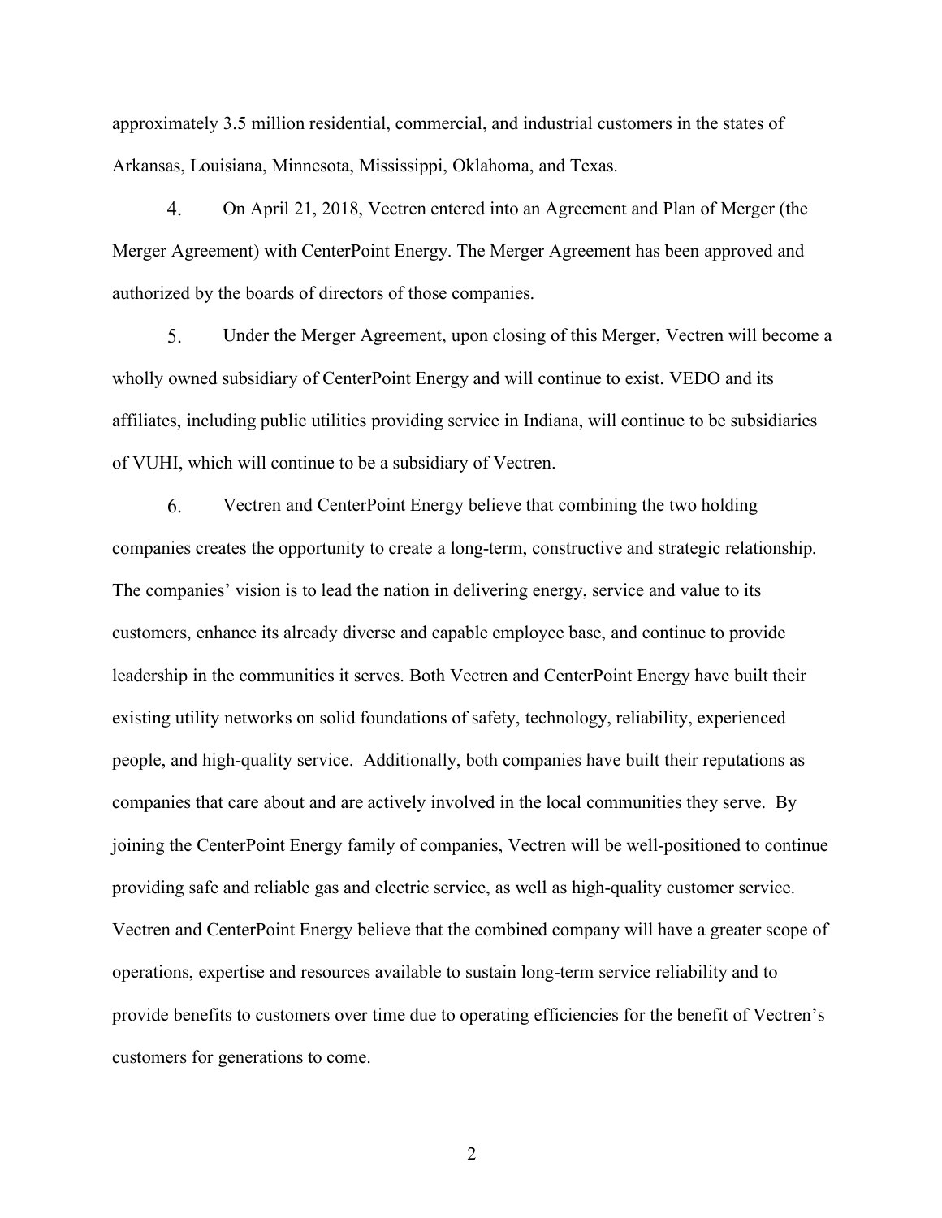approximately 3.5 million residential, commercial, and industrial customers in the states of Arkansas, Louisiana, Minnesota, Mississippi, Oklahoma, and Texas.

4. On April 21, 2018, Vectren entered into an Agreement and Plan of Merger (the Merger Agreement) with CenterPoint Energy. The Merger Agreement has been approved and authorized by the boards of directors of those companies.

5. Under the Merger Agreement, upon closing of this Merger, Vectren will become a wholly owned subsidiary of CenterPoint Energy and will continue to exist. VEDO and its affiliates, including public utilities providing service in Indiana, will continue to be subsidiaries of VUHI, which will continue to be a subsidiary of Vectren.

6. Vectren and CenterPoint Energy believe that combining the two holding companies creates the opportunity to create a long-term, constructive and strategic relationship. The companies' vision is to lead the nation in delivering energy, service and value to its customers, enhance its already diverse and capable employee base, and continue to provide leadership in the communities it serves. Both Vectren and CenterPoint Energy have built their existing utility networks on solid foundations of safety, technology, reliability, experienced people, and high-quality service. Additionally, both companies have built their reputations as companies that care about and are actively involved in the local communities they serve. By joining the CenterPoint Energy family of companies, Vectren will be well-positioned to continue providing safe and reliable gas and electric service, as well as high-quality customer service. Vectren and CenterPoint Energy believe that the combined company will have a greater scope of operations, expertise and resources available to sustain long-term service reliability and to provide benefits to customers over time due to operating efficiencies for the benefit of Vectren's customers for generations to come.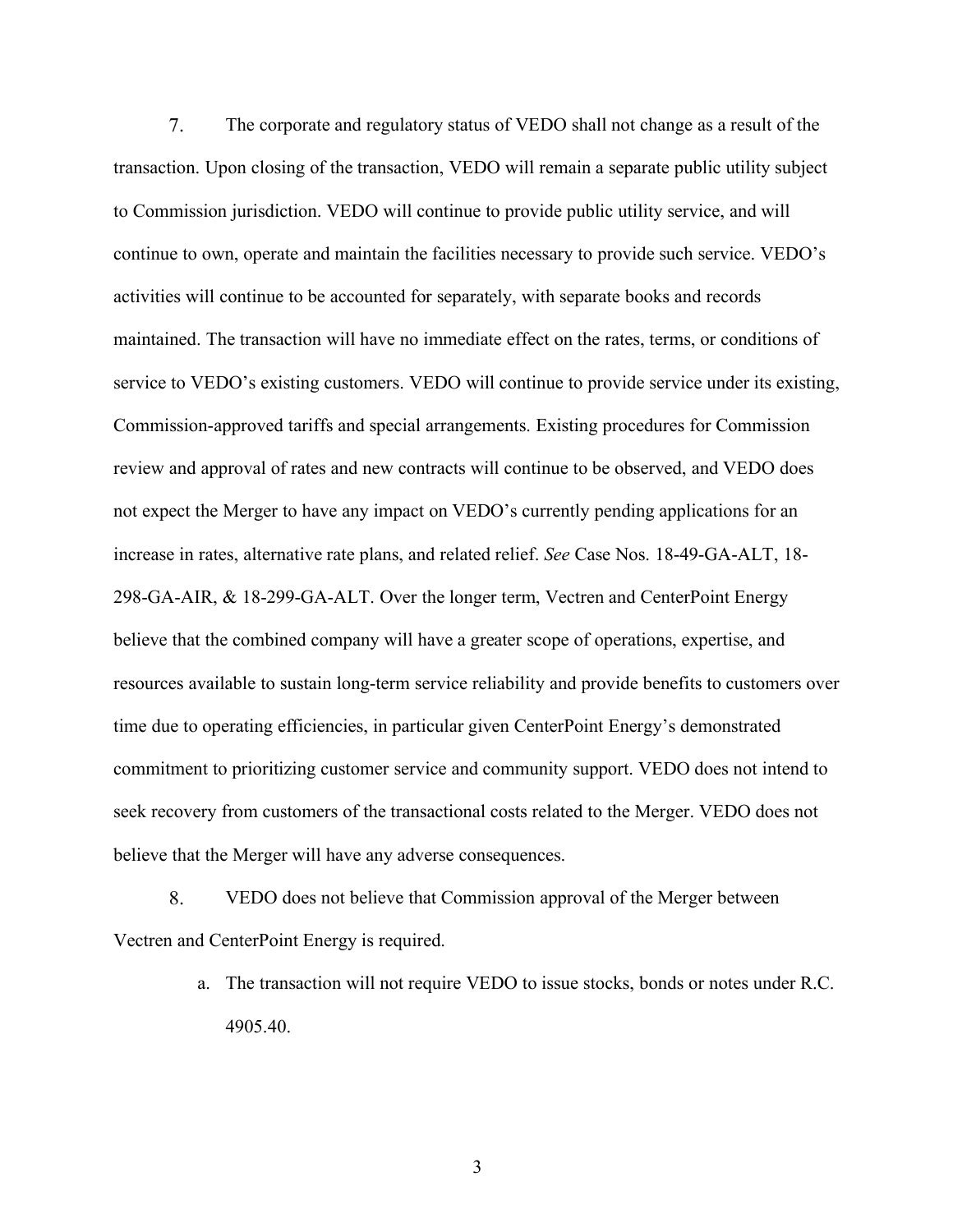7. The corporate and regulatory status of VEDO shall not change as a result of the transaction. Upon closing of the transaction, VEDO will remain a separate public utility subject to Commission jurisdiction. VEDO will continue to provide public utility service, and will continue to own, operate and maintain the facilities necessary to provide such service. VEDO's activities will continue to be accounted for separately, with separate books and records maintained. The transaction will have no immediate effect on the rates, terms, or conditions of service to VEDO's existing customers. VEDO will continue to provide service under its existing, Commission-approved tariffs and special arrangements. Existing procedures for Commission review and approval of rates and new contracts will continue to be observed, and VEDO does not expect the Merger to have any impact on VEDO's currently pending applications for an increase in rates, alternative rate plans, and related relief. *See* Case Nos. 18-49-GA-ALT, 18-298-GA-AIR, & 18-299-GA-ALT. Over the longer term, Vectren and CenterPoint Energy believe that the combined company will have a greater scope of operations, expertise, and resources available to sustain long-term service reliability and provide benefits to customers over time due to operating efficiencies, in particular given CenterPoint Energy's demonstrated commitment to prioritizing customer service and community support. VEDO does not intend to seek recovery from customers of the transactional costs related to the Merger. VEDO does not believe that the Merger will have any adverse consequences.

8. VEDO does not believe that Commission approval of the Merger between Vectren and CenterPoint Energy is required.

   a. The transaction will not require VEDO to issue stocks, bonds or notes under R.C. 4905.40.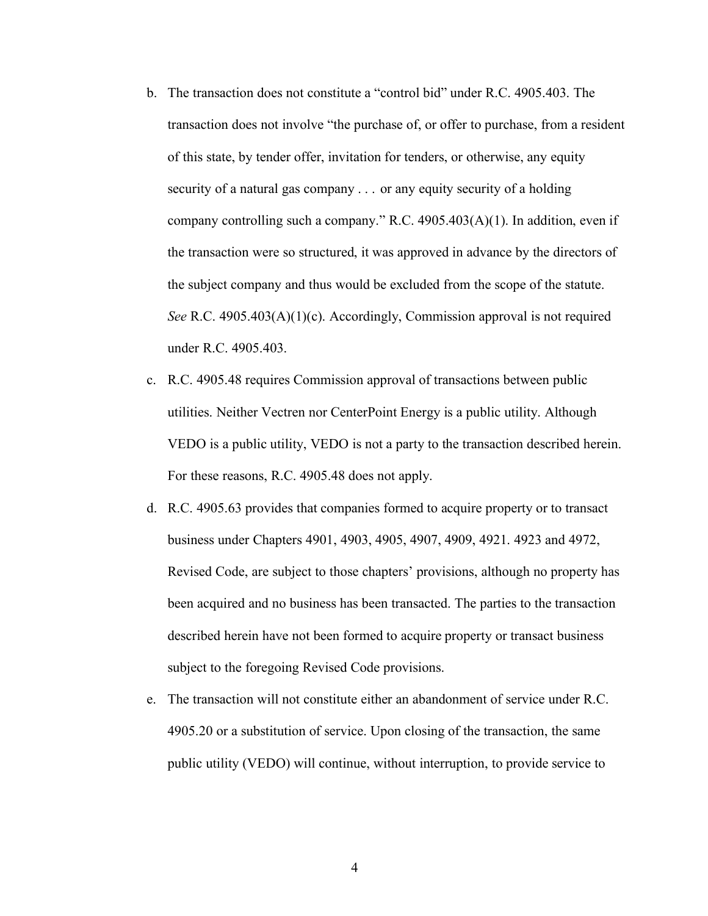b. The transaction does not constitute a "control bid" under R.C. 4905.403. The transaction does not involve "the purchase of, or offer to purchase, from a resident of this state, by tender offer, invitation for tenders, or otherwise, any equity security of a natural gas company . . . or any equity security of a holding company controlling such a company." R.C. 4905.403(A)(1). In addition, even if the transaction were so structured, it was approved in advance by the directors of the subject company and thus would be excluded from the scope of the statute. *See* R.C. 4905.403(A)(1)(c). Accordingly, Commission approval is not required under R.C. 4905.403.

c. R.C. 4905.48 requires Commission approval of transactions between public utilities. Neither Vectren nor CenterPoint Energy is a public utility. Although VEDO is a public utility, VEDO is not a party to the transaction described herein. For these reasons, R.C. 4905.48 does not apply.

d. R.C. 4905.63 provides that companies formed to acquire property or to transact business under Chapters 4901, 4903, 4905, 4907, 4909, 4921. 4923 and 4972, Revised Code, are subject to those chapters' provisions, although no property has been acquired and no business has been transacted. The parties to the transaction described herein have not been formed to acquire property or transact business subject to the foregoing Revised Code provisions.

e. The transaction will not constitute either an abandonment of service under R.C. 4905.20 or a substitution of service. Upon closing of the transaction, the same public utility (VEDO) will continue, without interruption, to provide service to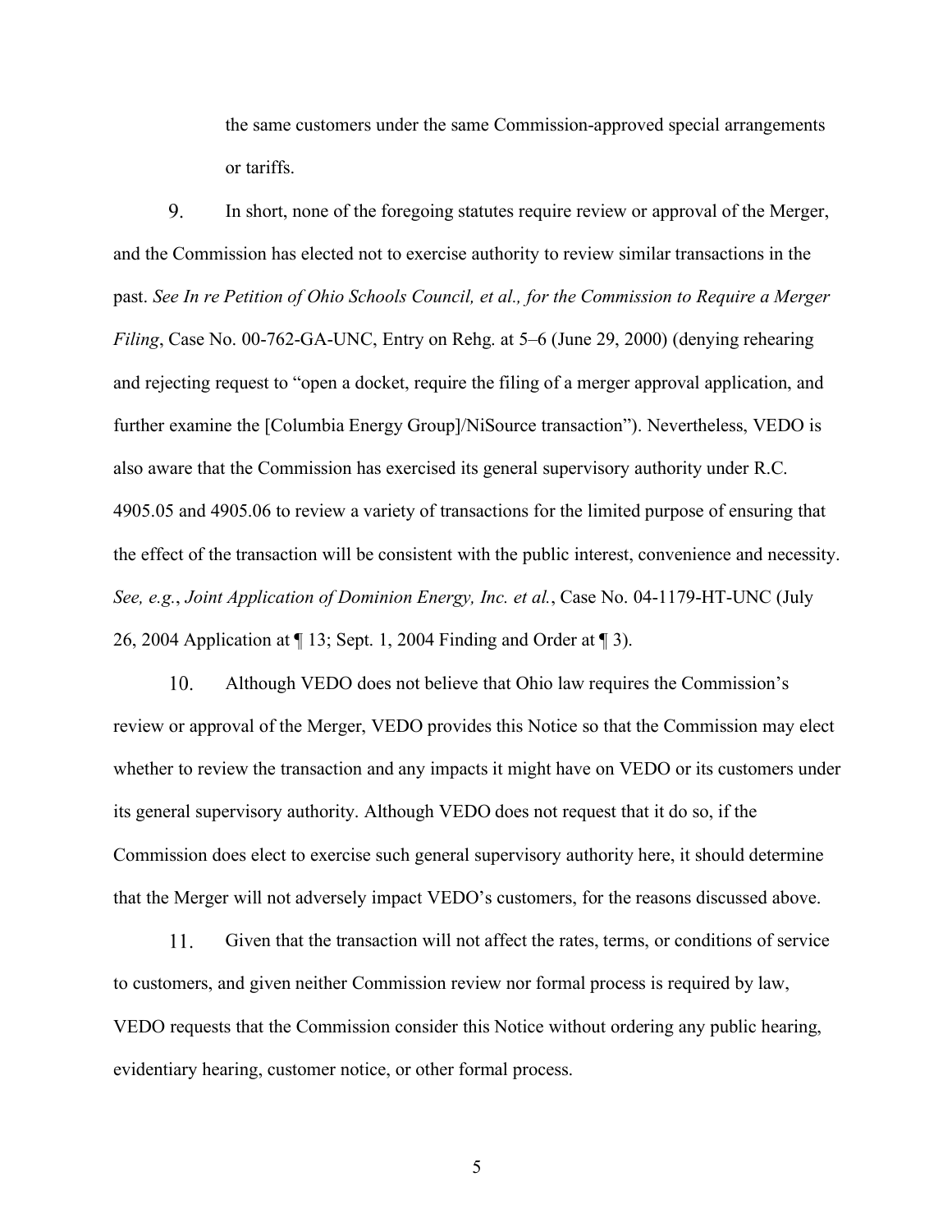the same customers under the same Commission-approved special arrangements or tariffs.

9. In short, none of the foregoing statutes require review or approval of the Merger, and the Commission has elected not to exercise authority to review similar transactions in the past. *See In re Petition of Ohio Schools Council, et al., for the Commission to Require a Merger Filing*, Case No. 00-762-GA-UNC, Entry on Rehg. at 5–6 (June 29, 2000) (denying rehearing and rejecting request to "open a docket, require the filing of a merger approval application, and further examine the [Columbia Energy Group]/NiSource transaction"). Nevertheless, VEDO is also aware that the Commission has exercised its general supervisory authority under R.C. 4905.05 and 4905.06 to review a variety of transactions for the limited purpose of ensuring that the effect of the transaction will be consistent with the public interest, convenience and necessity. *See, e.g.*, *Joint Application of Dominion Energy, Inc. et al.*, Case No. 04-1179-HT-UNC (July 26, 2004 Application at ¶ 13; Sept. 1, 2004 Finding and Order at ¶ 3).

10. Although VEDO does not believe that Ohio law requires the Commission's review or approval of the Merger, VEDO provides this Notice so that the Commission may elect whether to review the transaction and any impacts it might have on VEDO or its customers under its general supervisory authority. Although VEDO does not request that it do so, if the Commission does elect to exercise such general supervisory authority here, it should determine that the Merger will not adversely impact VEDO's customers, for the reasons discussed above.

11. Given that the transaction will not affect the rates, terms, or conditions of service to customers, and given neither Commission review nor formal process is required by law, VEDO requests that the Commission consider this Notice without ordering any public hearing, evidentiary hearing, customer notice, or other formal process.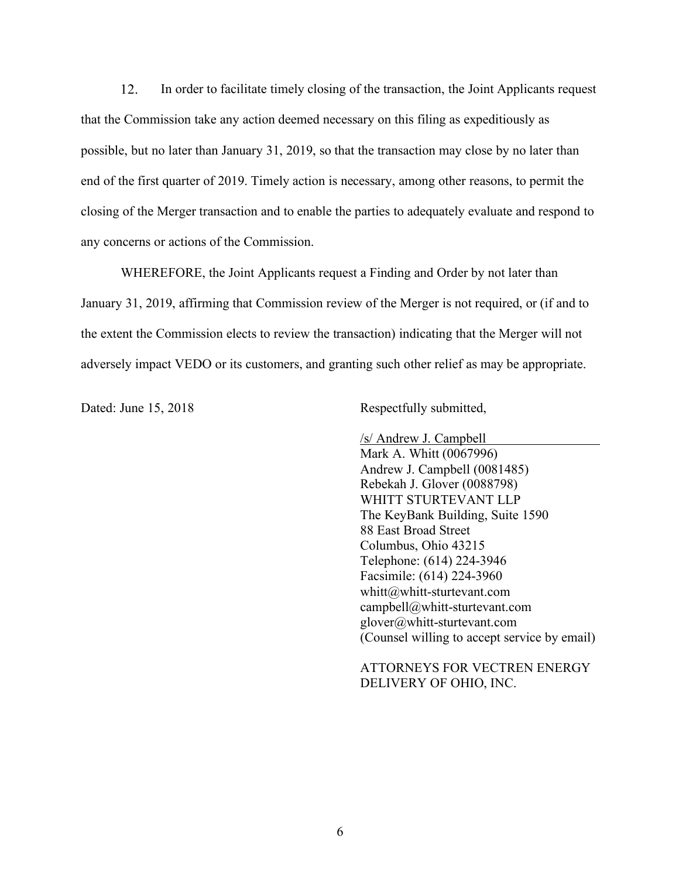12. In order to facilitate timely closing of the transaction, the Joint Applicants request that the Commission take any action deemed necessary on this filing as expeditiously as possible, but no later than January 31, 2019, so that the transaction may close by no later than end of the first quarter of 2019. Timely action is necessary, among other reasons, to permit the closing of the Merger transaction and to enable the parties to adequately evaluate and respond to any concerns or actions of the Commission.

WHEREFORE, the Joint Applicants request a Finding and Order by not later than January 31, 2019, affirming that Commission review of the Merger is not required, or (if and to the extent the Commission elects to review the transaction) indicating that the Merger will not adversely impact VEDO or its customers, and granting such other relief as may be appropriate.

Dated: June 15, 2018

Respectfully submitted,

/s/ Andrew J. Campbell
Mark A. Whitt (0067996)
Andrew J. Campbell (0081485)
Rebekah J. Glover (0088798)
WHITT STURTEVANT LLP
The KeyBank Building, Suite 1590
88 East Broad Street
Columbus, Ohio 43215
Telephone: (614) 224-3946
Facsimile: (614) 224-3960
whitt@whitt-sturtevant.com
campbell@whitt-sturtevant.com
glover@whitt-sturtevant.com
(Counsel willing to accept service by email)

ATTORNEYS FOR VECTREN ENERGY DELIVERY OF OHIO, INC.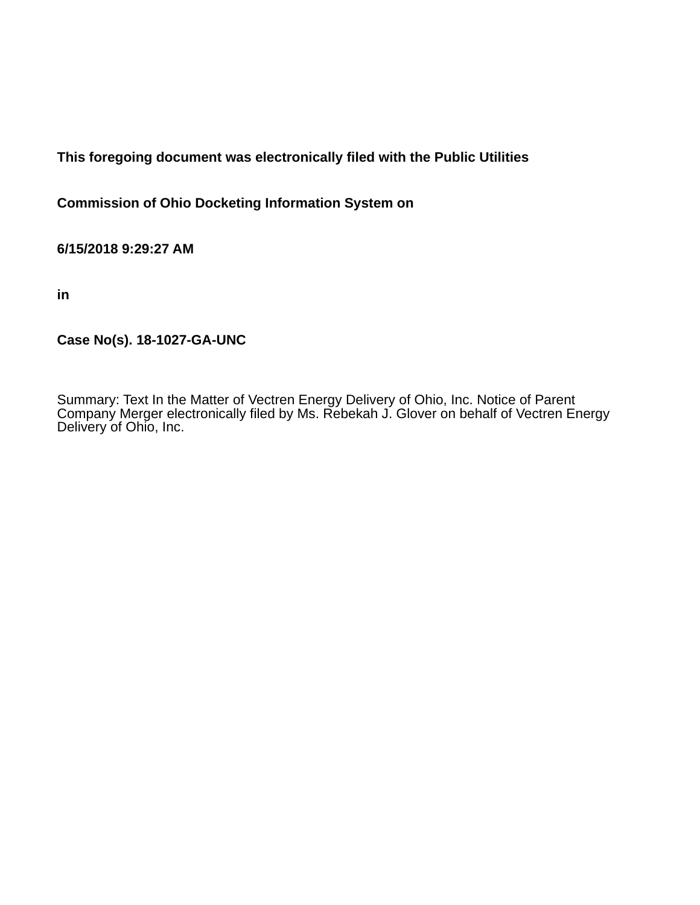**This foregoing document was electronically filed with the Public Utilities**

**Commission of Ohio Docketing Information System on**

**6/15/2018 9:29:27 AM**

**in**

**Case No(s). 18-1027-GA-UNC**

Summary: Text In the Matter of Vectren Energy Delivery of Ohio, Inc. Notice of Parent Company Merger electronically filed by Ms. Rebekah J. Glover on behalf of Vectren Energy Delivery of Ohio, Inc.